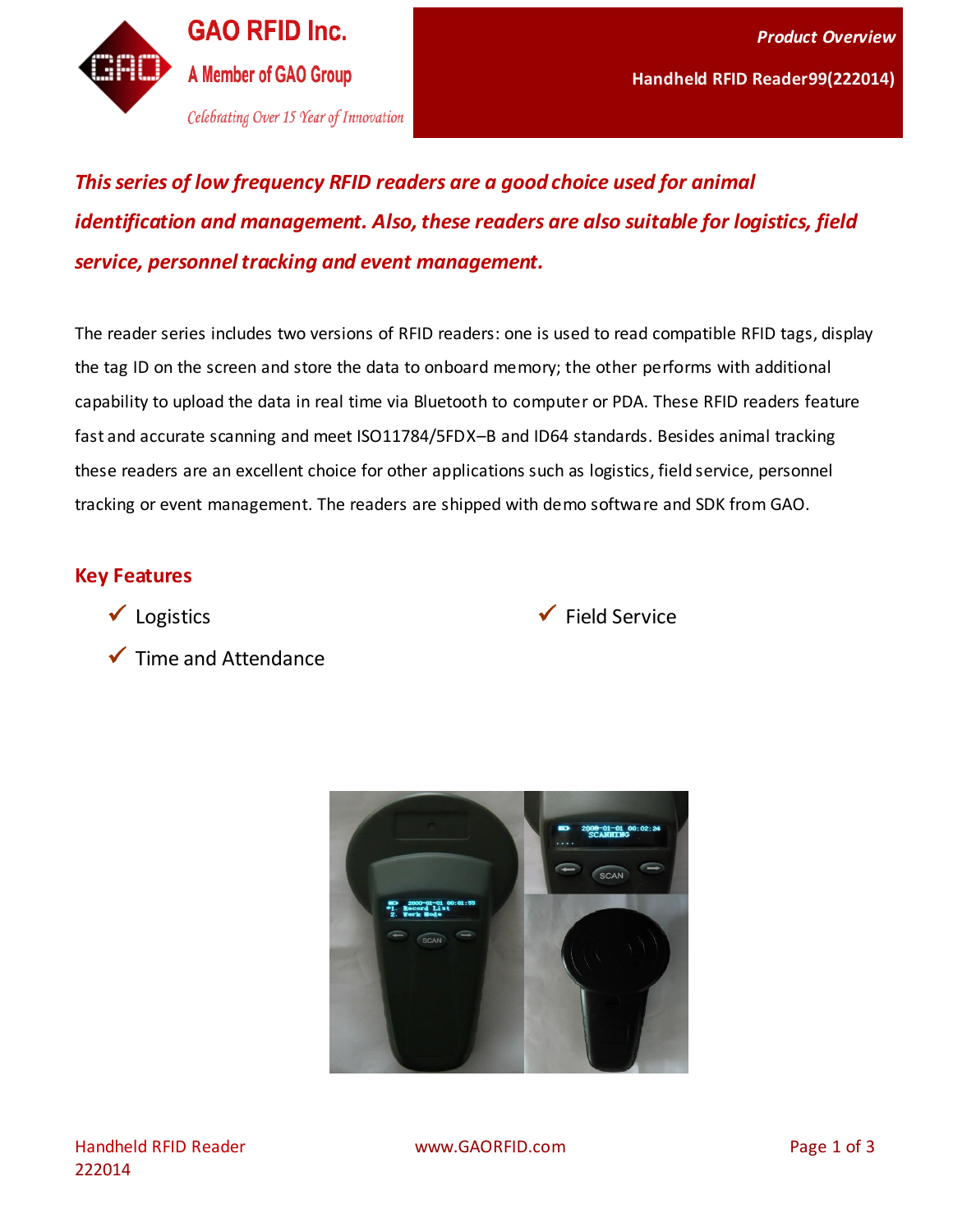GAO RFID Inc.

A Member of GAO Group

*Celebrating Over 15 Year of Innovation*

***Product Overview***

**Handheld RFID Reader99(222014)**

***This series of low frequency RFID readers are a good choice used for animal identification and management. Also, these readers are also suitable for logistics, field service, personnel tracking and event management.***

The reader series includes two versions of RFID readers: one is used to read compatible RFID tags, display the tag ID on the screen and store the data to onboard memory; the other performs with additional capability to upload the data in real time via Bluetooth to computer or PDA. These RFID readers feature fast and accurate scanning and meet ISO11784/5FDX–B and ID64 standards. Besides animal tracking these readers are an excellent choice for other applications such as logistics, field service, personnel tracking or event management. The readers are shipped with demo software and SDK from GAO.

## Key Features

- ✓ Logistics
- ✓ Field Service
- ✓ Time and Attendance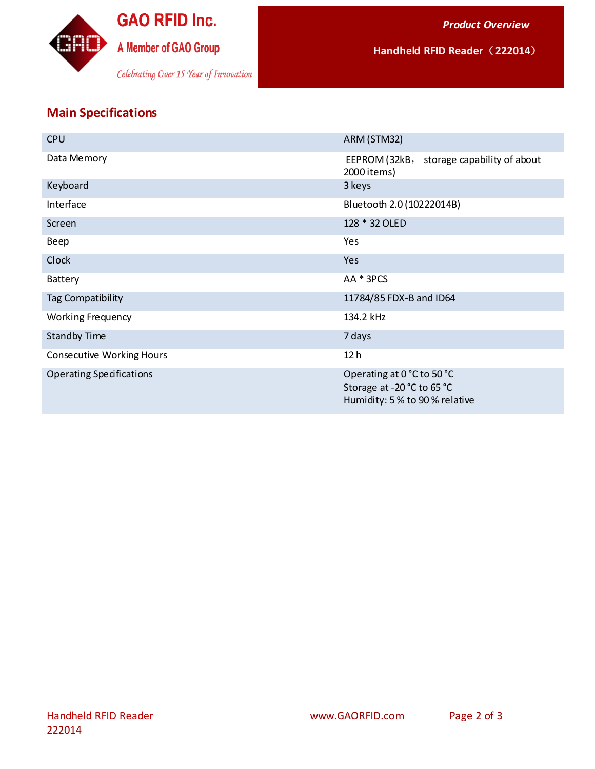## Main Specifications

| | |
|---|---|
| CPU | ARM (STM32) |
| Data Memory | EEPROM (32kB， storage capability of about 2000 items) |
| Keyboard | 3 keys |
| Interface | Bluetooth 2.0 (10222014B) |
| Screen | 128 * 32 OLED |
| Beep | Yes |
| Clock | Yes |
| Battery | AA * 3PCS |
| Tag Compatibility | 11784/85 FDX-B and ID64 |
| Working Frequency | 134.2 kHz |
| Standby Time | 7 days |
| Consecutive Working Hours | 12 h |
| Operating Specifications | Operating at 0 °C to 50 °C<br>Storage at -20 °C to 65 °C<br>Humidity: 5 % to 90 % relative |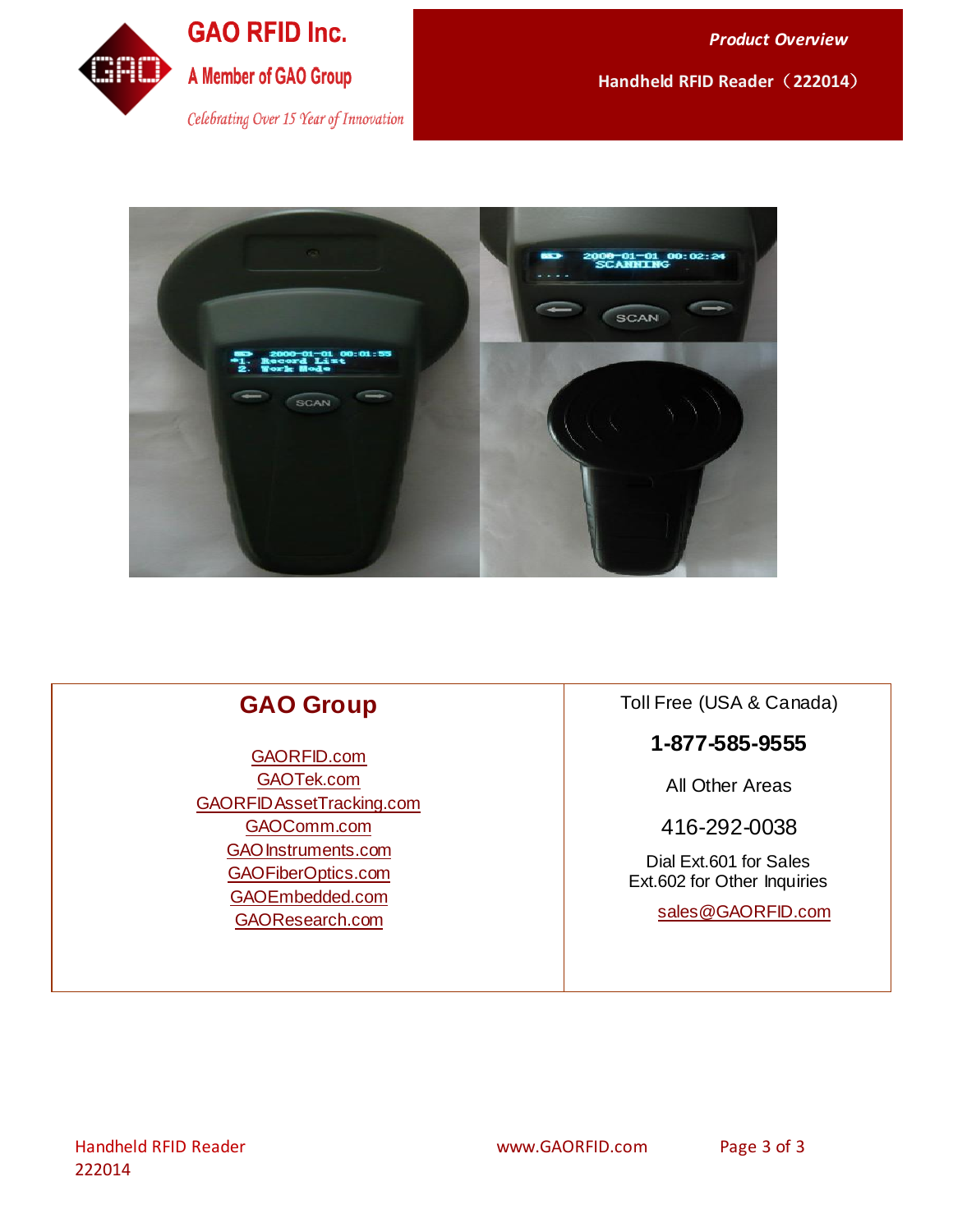GAO RFID Inc.

A Member of GAO Group

*Celebrating Over 15 Year of Innovation*

***Product Overview***

**Handheld RFID Reader（222014）**

| GAO Group | Toll Free (USA & Canada) |
| --- | --- |
| GAORFID.com<br>GAOTek.com<br>GAORFIDAssetTracking.com<br>GAOComm.com<br>GAOInstruments.com<br>GAOFiberOptics.com<br>GAOEmbedded.com<br>GAOResearch.com | **1-877-585-9555**<br><br>All Other Areas<br><br>416-292-0038<br><br>Dial Ext.601 for Sales<br>Ext.602 for Other Inquiries<br><br>sales@GAORFID.com |